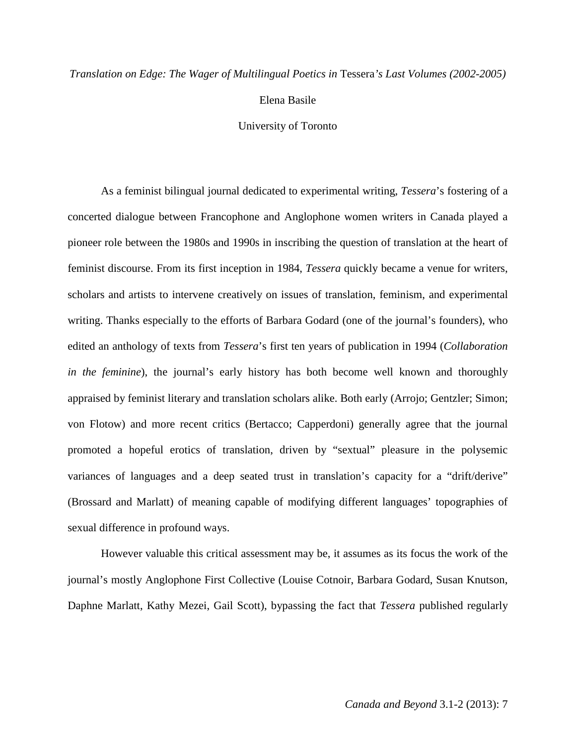*Translation on Edge: The Wager of Multilingual Poetics in* Tessera*'s Last Volumes (2002-2005)*

Elena Basile

University of Toronto

As a feminist bilingual journal dedicated to experimental writing, *Tessera*'s fostering of a concerted dialogue between Francophone and Anglophone women writers in Canada played a pioneer role between the 1980s and 1990s in inscribing the question of translation at the heart of feminist discourse. From its first inception in 1984, *Tessera* quickly became a venue for writers, scholars and artists to intervene creatively on issues of translation, feminism, and experimental writing. Thanks especially to the efforts of Barbara Godard (one of the journal's founders), who edited an anthology of texts from *Tessera*'s first ten years of publication in 1994 (*Collaboration in the feminine*), the journal's early history has both become well known and thoroughly appraised by feminist literary and translation scholars alike. Both early (Arrojo; Gentzler; Simon; von Flotow) and more recent critics (Bertacco; Capperdoni) generally agree that the journal promoted a hopeful erotics of translation, driven by "sextual" pleasure in the polysemic variances of languages and a deep seated trust in translation's capacity for a "drift/derive" (Brossard and Marlatt) of meaning capable of modifying different languages' topographies of sexual difference in profound ways.

However valuable this critical assessment may be, it assumes as its focus the work of the journal's mostly Anglophone First Collective (Louise Cotnoir, Barbara Godard, Susan Knutson, Daphne Marlatt, Kathy Mezei, Gail Scott), bypassing the fact that *Tessera* published regularly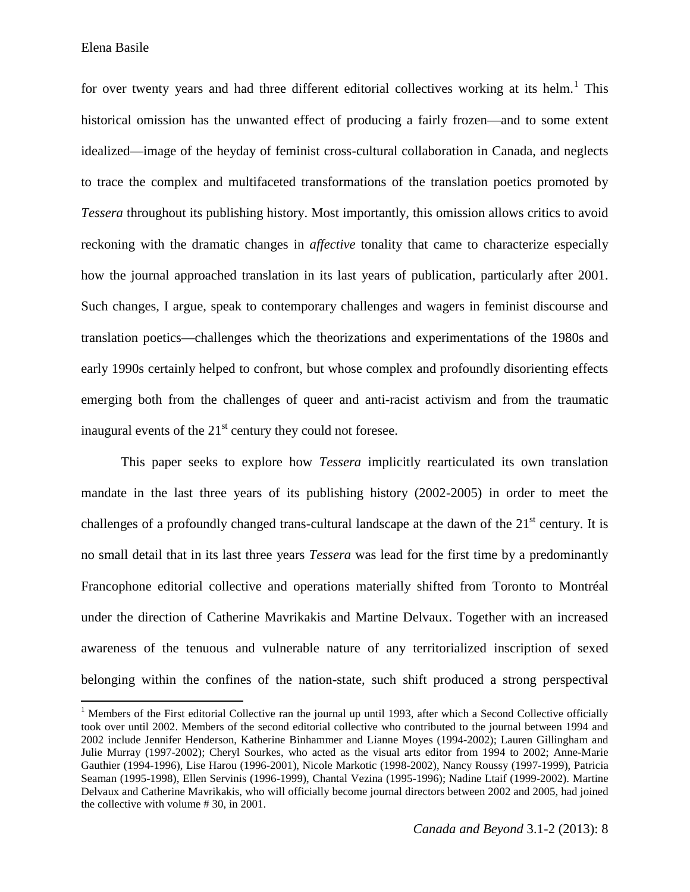for over twenty years and had three different editorial collectives working at its helm.[1] This historical omission has the unwanted effect of producing a fairly frozen—and to some extent idealized—image of the heyday of feminist cross-cultural collaboration in Canada, and neglects to trace the complex and multifaceted transformations of the translation poetics promoted by *Tessera* throughout its publishing history. Most importantly, this omission allows critics to avoid reckoning with the dramatic changes in *affective* tonality that came to characterize especially how the journal approached translation in its last years of publication, particularly after 2001. Such changes, I argue, speak to contemporary challenges and wagers in feminist discourse and translation poetics—challenges which the theorizations and experimentations of the 1980s and early 1990s certainly helped to confront, but whose complex and profoundly disorienting effects emerging both from the challenges of queer and anti-racist activism and from the traumatic inaugural events of the 21st century they could not foresee.

This paper seeks to explore how *Tessera* implicitly rearticulated its own translation mandate in the last three years of its publishing history (2002-2005) in order to meet the challenges of a profoundly changed trans-cultural landscape at the dawn of the 21st century. It is no small detail that in its last three years *Tessera* was lead for the first time by a predominantly Francophone editorial collective and operations materially shifted from Toronto to Montréal under the direction of Catherine Mavrikakis and Martine Delvaux. Together with an increased awareness of the tenuous and vulnerable nature of any territorialized inscription of sexed belonging within the confines of the nation-state, such shift produced a strong perspectival

[1] Members of the First editorial Collective ran the journal up until 1993, after which a Second Collective officially took over until 2002. Members of the second editorial collective who contributed to the journal between 1994 and 2002 include Jennifer Henderson, Katherine Binhammer and Lianne Moyes (1994-2002); Lauren Gillingham and Julie Murray (1997-2002); Cheryl Sourkes, who acted as the visual arts editor from 1994 to 2002; Anne-Marie Gauthier (1994-1996), Lise Harou (1996-2001), Nicole Markotic (1998-2002), Nancy Roussy (1997-1999), Patricia Seaman (1995-1998), Ellen Servinis (1996-1999), Chantal Vezina (1995-1996); Nadine Ltaif (1999-2002). Martine Delvaux and Catherine Mavrikakis, who will officially become journal directors between 2002 and 2005, had joined the collective with volume # 30, in 2001.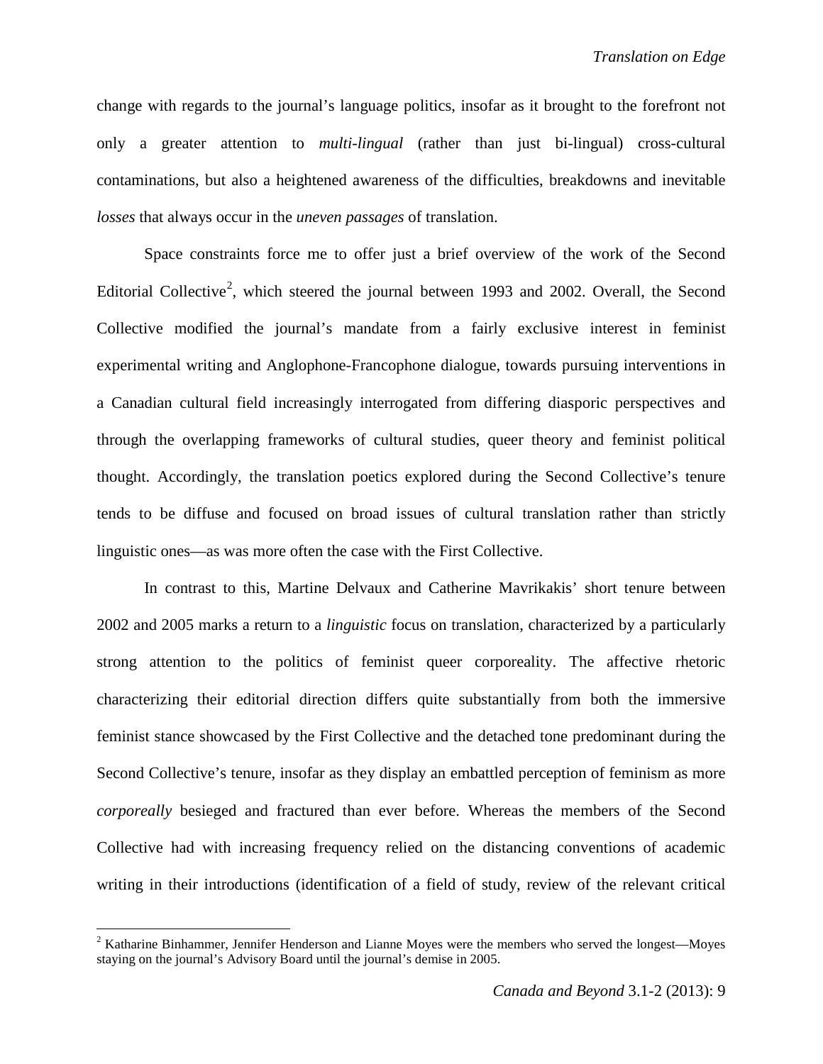change with regards to the journal's language politics, insofar as it brought to the forefront not only a greater attention to *multi-lingual* (rather than just bi-lingual) cross-cultural contaminations, but also a heightened awareness of the difficulties, breakdowns and inevitable *losses* that always occur in the *uneven passages* of translation.

Space constraints force me to offer just a brief overview of the work of the Second Editorial Collective[2], which steered the journal between 1993 and 2002. Overall, the Second Collective modified the journal's mandate from a fairly exclusive interest in feminist experimental writing and Anglophone-Francophone dialogue, towards pursuing interventions in a Canadian cultural field increasingly interrogated from differing diasporic perspectives and through the overlapping frameworks of cultural studies, queer theory and feminist political thought. Accordingly, the translation poetics explored during the Second Collective's tenure tends to be diffuse and focused on broad issues of cultural translation rather than strictly linguistic ones—as was more often the case with the First Collective.

In contrast to this, Martine Delvaux and Catherine Mavrikakis' short tenure between 2002 and 2005 marks a return to a *linguistic* focus on translation, characterized by a particularly strong attention to the politics of feminist queer corporeality. The affective rhetoric characterizing their editorial direction differs quite substantially from both the immersive feminist stance showcased by the First Collective and the detached tone predominant during the Second Collective's tenure, insofar as they display an embattled perception of feminism as more *corporeally* besieged and fractured than ever before. Whereas the members of the Second Collective had with increasing frequency relied on the distancing conventions of academic writing in their introductions (identification of a field of study, review of the relevant critical

---

[2] Katharine Binhammer, Jennifer Henderson and Lianne Moyes were the members who served the longest—Moyes staying on the journal's Advisory Board until the journal's demise in 2005.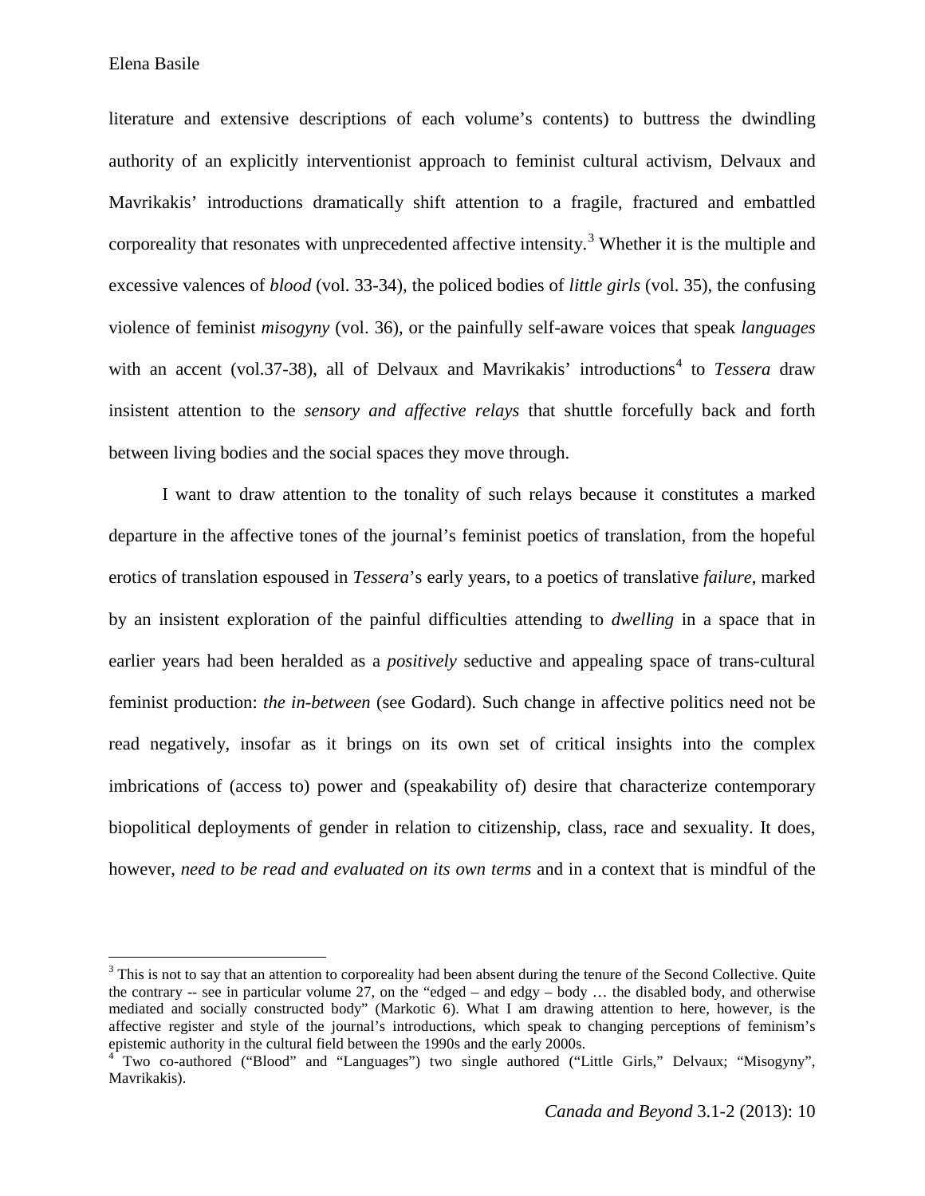literature and extensive descriptions of each volume's contents) to buttress the dwindling authority of an explicitly interventionist approach to feminist cultural activism, Delvaux and Mavrikakis' introductions dramatically shift attention to a fragile, fractured and embattled corporeality that resonates with unprecedented affective intensity.[3] Whether it is the multiple and excessive valences of *blood* (vol. 33-34), the policed bodies of *little girls* (vol. 35), the confusing violence of feminist *misogyny* (vol. 36), or the painfully self-aware voices that speak *languages* with an accent (vol.37-38), all of Delvaux and Mavrikakis' introductions[4] to *Tessera* draw insistent attention to the *sensory and affective relays* that shuttle forcefully back and forth between living bodies and the social spaces they move through.

I want to draw attention to the tonality of such relays because it constitutes a marked departure in the affective tones of the journal's feminist poetics of translation, from the hopeful erotics of translation espoused in *Tessera*'s early years, to a poetics of translative *failure*, marked by an insistent exploration of the painful difficulties attending to *dwelling* in a space that in earlier years had been heralded as a *positively* seductive and appealing space of trans-cultural feminist production: *the in-between* (see Godard). Such change in affective politics need not be read negatively, insofar as it brings on its own set of critical insights into the complex imbrications of (access to) power and (speakability of) desire that characterize contemporary biopolitical deployments of gender in relation to citizenship, class, race and sexuality. It does, however, *need to be read and evaluated on its own terms* and in a context that is mindful of the

---

[3] This is not to say that an attention to corporeality had been absent during the tenure of the Second Collective. Quite the contrary -- see in particular volume 27, on the "edged – and edgy – body … the disabled body, and otherwise mediated and socially constructed body" (Markotic 6). What I am drawing attention to here, however, is the affective register and style of the journal's introductions, which speak to changing perceptions of feminism's epistemic authority in the cultural field between the 1990s and the early 2000s.

[4] Two co-authored ("Blood" and "Languages") two single authored ("Little Girls," Delvaux; "Misogyny", Mavrikakis).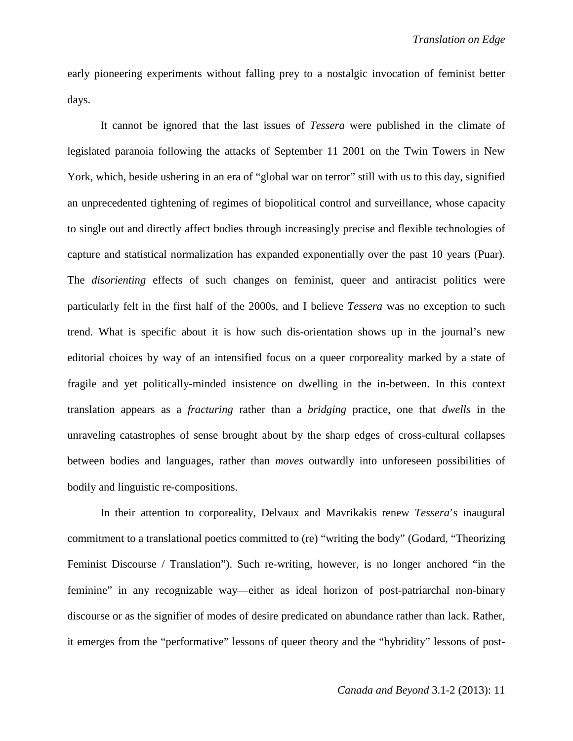early pioneering experiments without falling prey to a nostalgic invocation of feminist better days.

It cannot be ignored that the last issues of *Tessera* were published in the climate of legislated paranoia following the attacks of September 11 2001 on the Twin Towers in New York, which, beside ushering in an era of "global war on terror" still with us to this day, signified an unprecedented tightening of regimes of biopolitical control and surveillance, whose capacity to single out and directly affect bodies through increasingly precise and flexible technologies of capture and statistical normalization has expanded exponentially over the past 10 years (Puar). The *disorienting* effects of such changes on feminist, queer and antiracist politics were particularly felt in the first half of the 2000s, and I believe *Tessera* was no exception to such trend. What is specific about it is how such dis-orientation shows up in the journal's new editorial choices by way of an intensified focus on a queer corporeality marked by a state of fragile and yet politically-minded insistence on dwelling in the in-between. In this context translation appears as a *fracturing* rather than a *bridging* practice, one that *dwells* in the unraveling catastrophes of sense brought about by the sharp edges of cross-cultural collapses between bodies and languages, rather than *moves* outwardly into unforeseen possibilities of bodily and linguistic re-compositions.

In their attention to corporeality, Delvaux and Mavrikakis renew *Tessera*'s inaugural commitment to a translational poetics committed to (re) "writing the body" (Godard, "Theorizing Feminist Discourse / Translation"). Such re-writing, however, is no longer anchored "in the feminine" in any recognizable way—either as ideal horizon of post-patriarchal non-binary discourse or as the signifier of modes of desire predicated on abundance rather than lack. Rather, it emerges from the "performative" lessons of queer theory and the "hybridity" lessons of post-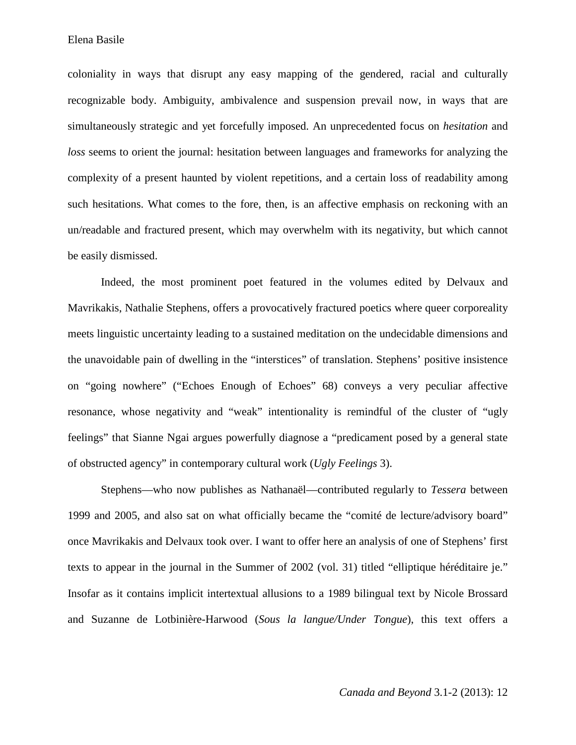coloniality in ways that disrupt any easy mapping of the gendered, racial and culturally recognizable body. Ambiguity, ambivalence and suspension prevail now, in ways that are simultaneously strategic and yet forcefully imposed. An unprecedented focus on *hesitation* and *loss* seems to orient the journal: hesitation between languages and frameworks for analyzing the complexity of a present haunted by violent repetitions, and a certain loss of readability among such hesitations. What comes to the fore, then, is an affective emphasis on reckoning with an un/readable and fractured present, which may overwhelm with its negativity, but which cannot be easily dismissed.

Indeed, the most prominent poet featured in the volumes edited by Delvaux and Mavrikakis, Nathalie Stephens, offers a provocatively fractured poetics where queer corporeality meets linguistic uncertainty leading to a sustained meditation on the undecidable dimensions and the unavoidable pain of dwelling in the "interstices" of translation. Stephens' positive insistence on "going nowhere" ("Echoes Enough of Echoes" 68) conveys a very peculiar affective resonance, whose negativity and "weak" intentionality is remindful of the cluster of "ugly feelings" that Sianne Ngai argues powerfully diagnose a "predicament posed by a general state of obstructed agency" in contemporary cultural work (*Ugly Feelings* 3).

Stephens—who now publishes as Nathanaël—contributed regularly to *Tessera* between 1999 and 2005, and also sat on what officially became the "comité de lecture/advisory board" once Mavrikakis and Delvaux took over. I want to offer here an analysis of one of Stephens' first texts to appear in the journal in the Summer of 2002 (vol. 31) titled "elliptique héréditaire je." Insofar as it contains implicit intertextual allusions to a 1989 bilingual text by Nicole Brossard and Suzanne de Lotbinière-Harwood (*Sous la langue/Under Tongue*), this text offers a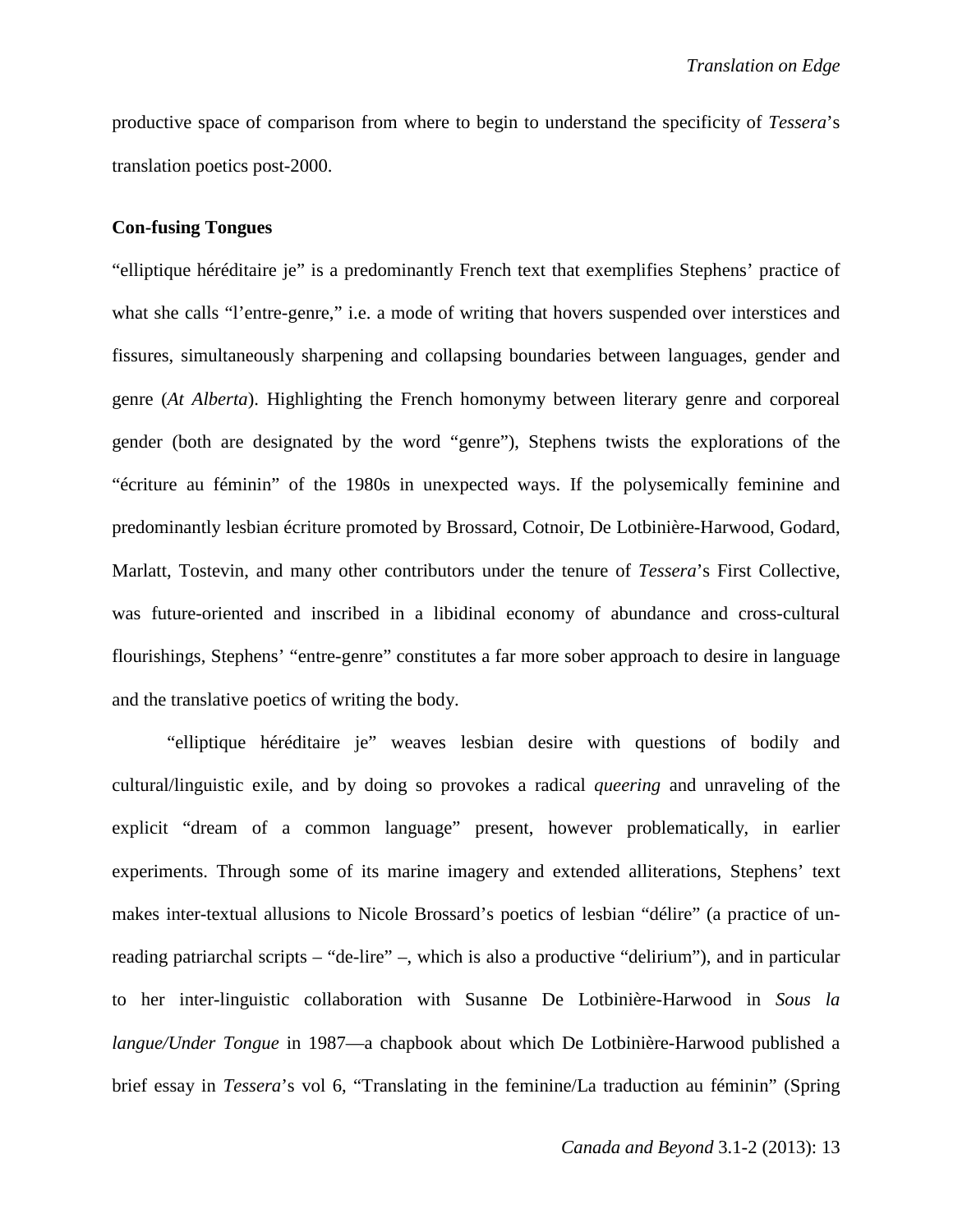productive space of comparison from where to begin to understand the specificity of *Tessera*'s translation poetics post-2000.

**Con-fusing Tongues**

"elliptique héréditaire je" is a predominantly French text that exemplifies Stephens' practice of what she calls "l'entre-genre," i.e. a mode of writing that hovers suspended over interstices and fissures, simultaneously sharpening and collapsing boundaries between languages, gender and genre (*At Alberta*). Highlighting the French homonymy between literary genre and corporeal gender (both are designated by the word "genre"), Stephens twists the explorations of the "écriture au féminin" of the 1980s in unexpected ways. If the polysemically feminine and predominantly lesbian écriture promoted by Brossard, Cotnoir, De Lotbinière-Harwood, Godard, Marlatt, Tostevin, and many other contributors under the tenure of *Tessera*'s First Collective, was future-oriented and inscribed in a libidinal economy of abundance and cross-cultural flourishings, Stephens' "entre-genre" constitutes a far more sober approach to desire in language and the translative poetics of writing the body.

"elliptique héréditaire je" weaves lesbian desire with questions of bodily and cultural/linguistic exile, and by doing so provokes a radical *queering* and unraveling of the explicit "dream of a common language" present, however problematically, in earlier experiments. Through some of its marine imagery and extended alliterations, Stephens' text makes inter-textual allusions to Nicole Brossard's poetics of lesbian "délire" (a practice of un-reading patriarchal scripts – "de-lire" –, which is also a productive "delirium"), and in particular to her inter-linguistic collaboration with Susanne De Lotbinière-Harwood in *Sous la langue/Under Tongue* in 1987—a chapbook about which De Lotbinière-Harwood published a brief essay in *Tessera*'s vol 6, "Translating in the feminine/La traduction au féminin" (Spring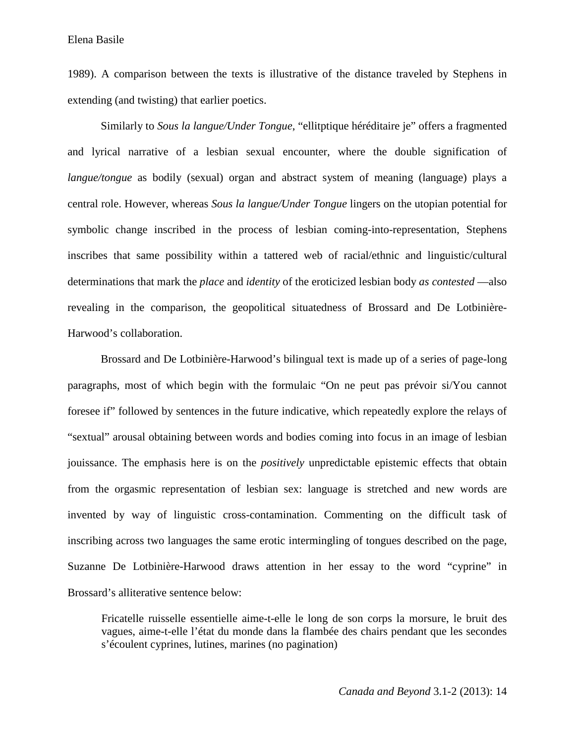1989). A comparison between the texts is illustrative of the distance traveled by Stephens in extending (and twisting) that earlier poetics.

Similarly to *Sous la langue/Under Tongue*, "ellitptique héréditaire je" offers a fragmented and lyrical narrative of a lesbian sexual encounter, where the double signification of *langue/tongue* as bodily (sexual) organ and abstract system of meaning (language) plays a central role. However, whereas *Sous la langue/Under Tongue* lingers on the utopian potential for symbolic change inscribed in the process of lesbian coming-into-representation, Stephens inscribes that same possibility within a tattered web of racial/ethnic and linguistic/cultural determinations that mark the *place* and *identity* of the eroticized lesbian body *as contested* —also revealing in the comparison, the geopolitical situatedness of Brossard and De Lotbinière-Harwood's collaboration.

Brossard and De Lotbinière-Harwood's bilingual text is made up of a series of page-long paragraphs, most of which begin with the formulaic "On ne peut pas prévoir si/You cannot foresee if" followed by sentences in the future indicative, which repeatedly explore the relays of "sextual" arousal obtaining between words and bodies coming into focus in an image of lesbian jouissance. The emphasis here is on the *positively* unpredictable epistemic effects that obtain from the orgasmic representation of lesbian sex: language is stretched and new words are invented by way of linguistic cross-contamination. Commenting on the difficult task of inscribing across two languages the same erotic intermingling of tongues described on the page, Suzanne De Lotbinière-Harwood draws attention in her essay to the word "cyprine" in Brossard's alliterative sentence below:

> Fricatelle ruisselle essentielle aime-t-elle le long de son corps la morsure, le bruit des vagues, aime-t-elle l'état du monde dans la flambée des chairs pendant que les secondes s'écoulent cyprines, lutines, marines (no pagination)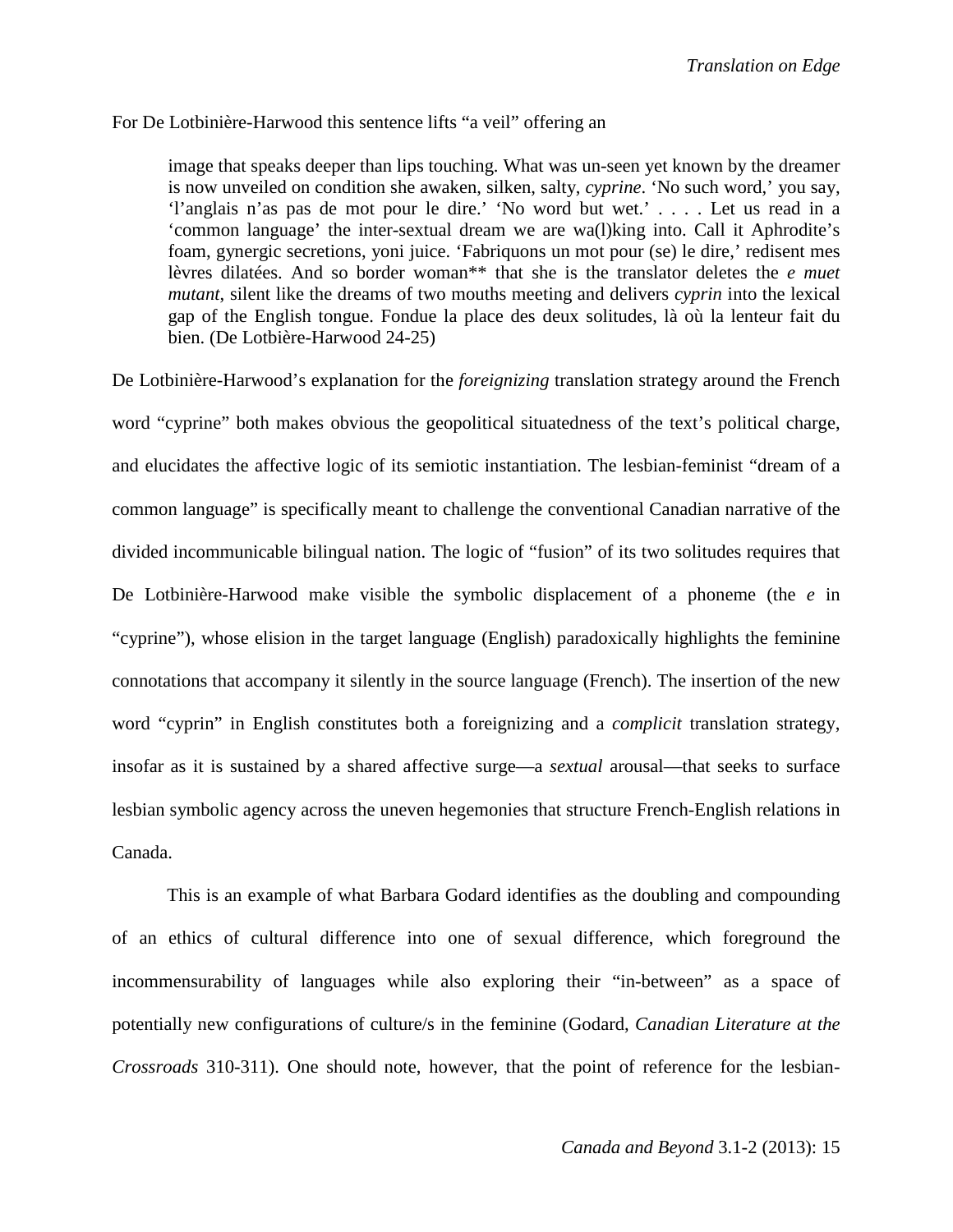For De Lotbinière-Harwood this sentence lifts "a veil" offering an

> image that speaks deeper than lips touching. What was un-seen yet known by the dreamer is now unveiled on condition she awaken, silken, salty, *cyprine*. 'No such word,' you say, 'l'anglais n'as pas de mot pour le dire.' 'No word but wet.' . . . . Let us read in a 'common language' the inter-sexual dream we are wa(l)king into. Call it Aphrodite's foam, gynergic secretions, yoni juice. 'Fabriquons un mot pour (se) le dire,' redisent mes lèvres dilatées. And so border woman** that she is the translator deletes the *e muet mutant*, silent like the dreams of two mouths meeting and delivers *cyprin* into the lexical gap of the English tongue. Fondue la place des deux solitudes, là où la lenteur fait du bien. (De Lotbière-Harwood 24-25)

De Lotbinière-Harwood's explanation for the *foreignizing* translation strategy around the French word "cyprine" both makes obvious the geopolitical situatedness of the text's political charge, and elucidates the affective logic of its semiotic instantiation. The lesbian-feminist "dream of a common language" is specifically meant to challenge the conventional Canadian narrative of the divided incommunicable bilingual nation. The logic of "fusion" of its two solitudes requires that De Lotbinière-Harwood make visible the symbolic displacement of a phoneme (the *e* in "cyprine"), whose elision in the target language (English) paradoxically highlights the feminine connotations that accompany it silently in the source language (French). The insertion of the new word "cyprin" in English constitutes both a foreignizing and a *complicit* translation strategy, insofar as it is sustained by a shared affective surge—a *sextual* arousal—that seeks to surface lesbian symbolic agency across the uneven hegemonies that structure French-English relations in Canada.

This is an example of what Barbara Godard identifies as the doubling and compounding of an ethics of cultural difference into one of sexual difference, which foreground the incommensurability of languages while also exploring their "in-between" as a space of potentially new configurations of culture/s in the feminine (Godard, *Canadian Literature at the Crossroads* 310-311). One should note, however, that the point of reference for the lesbian-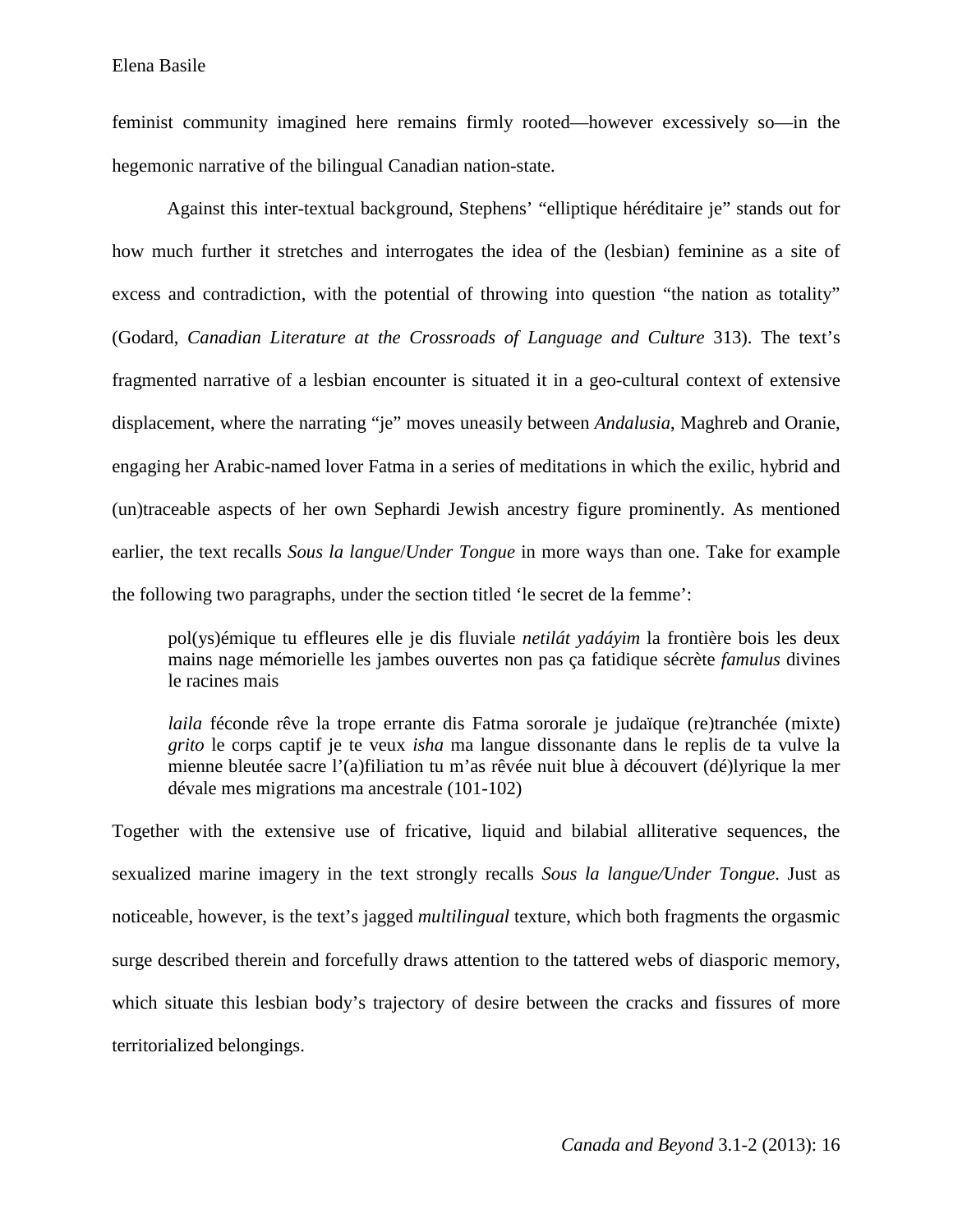feminist community imagined here remains firmly rooted—however excessively so—in the hegemonic narrative of the bilingual Canadian nation-state.

Against this inter-textual background, Stephens' "elliptique héréditaire je" stands out for how much further it stretches and interrogates the idea of the (lesbian) feminine as a site of excess and contradiction, with the potential of throwing into question "the nation as totality" (Godard, *Canadian Literature at the Crossroads of Language and Culture* 313). The text's fragmented narrative of a lesbian encounter is situated it in a geo-cultural context of extensive displacement, where the narrating "je" moves uneasily between *Andalusia*, Maghreb and Oranie, engaging her Arabic-named lover Fatma in a series of meditations in which the exilic, hybrid and (un)traceable aspects of her own Sephardi Jewish ancestry figure prominently. As mentioned earlier, the text recalls *Sous la langue*/*Under Tongue* in more ways than one. Take for example the following two paragraphs, under the section titled 'le secret de la femme':

> pol(ys)émique tu effleures elle je dis fluviale *netilát yadáyim* la frontière bois les deux mains nage mémorielle les jambes ouvertes non pas ça fatidique sécrète *famulus* divines le racines mais
>
> *laila* féconde rêve la trope errante dis Fatma sororale je judaïque (re)tranchée (mixte) *grito* le corps captif je te veux *isha* ma langue dissonante dans le replis de ta vulve la mienne bleutée sacre l'(a)filiation tu m'as rêvée nuit blue à découvert (dé)lyrique la mer dévale mes migrations ma ancestrale (101-102)

Together with the extensive use of fricative, liquid and bilabial alliterative sequences, the sexualized marine imagery in the text strongly recalls *Sous la langue/Under Tongue*. Just as noticeable, however, is the text's jagged *multilingual* texture, which both fragments the orgasmic surge described therein and forcefully draws attention to the tattered webs of diasporic memory, which situate this lesbian body's trajectory of desire between the cracks and fissures of more territorialized belongings.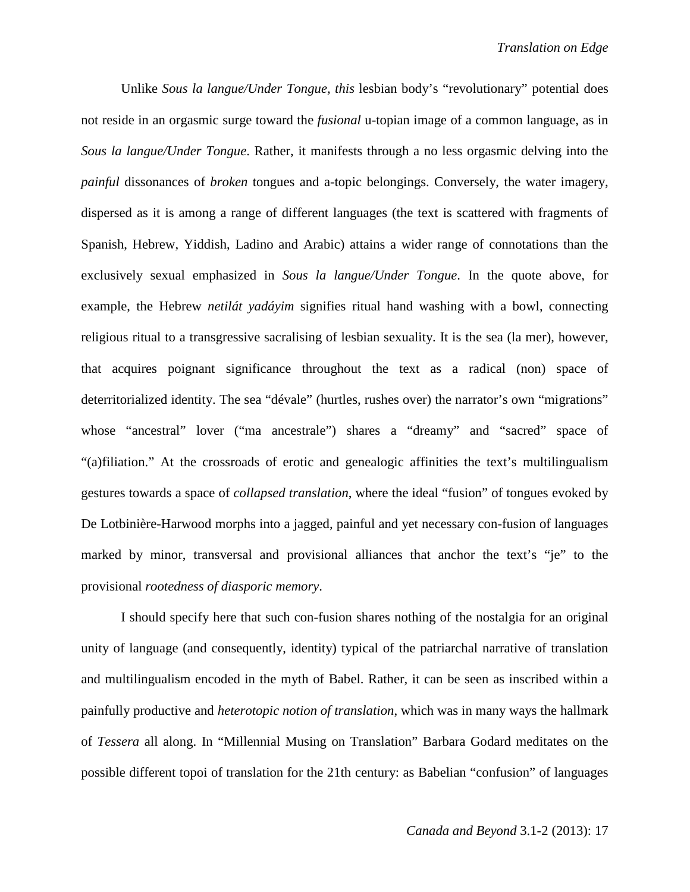Unlike *Sous la langue/Under Tongue, this* lesbian body's "revolutionary" potential does not reside in an orgasmic surge toward the *fusional* u-topian image of a common language, as in *Sous la langue/Under Tongue*. Rather, it manifests through a no less orgasmic delving into the *painful* dissonances of *broken* tongues and a-topic belongings. Conversely, the water imagery, dispersed as it is among a range of different languages (the text is scattered with fragments of Spanish, Hebrew, Yiddish, Ladino and Arabic) attains a wider range of connotations than the exclusively sexual emphasized in *Sous la langue/Under Tongue*. In the quote above, for example, the Hebrew *netilát yadáyim* signifies ritual hand washing with a bowl, connecting religious ritual to a transgressive sacralising of lesbian sexuality. It is the sea (la mer), however, that acquires poignant significance throughout the text as a radical (non) space of deterritorialized identity. The sea "dévale" (hurtles, rushes over) the narrator's own "migrations" whose "ancestral" lover ("ma ancestrale") shares a "dreamy" and "sacred" space of "(a)filiation." At the crossroads of erotic and genealogic affinities the text's multilingualism gestures towards a space of *collapsed translation*, where the ideal "fusion" of tongues evoked by De Lotbinière-Harwood morphs into a jagged, painful and yet necessary con-fusion of languages marked by minor, transversal and provisional alliances that anchor the text's "je" to the provisional *rootedness of diasporic memory*.

I should specify here that such con-fusion shares nothing of the nostalgia for an original unity of language (and consequently, identity) typical of the patriarchal narrative of translation and multilingualism encoded in the myth of Babel. Rather, it can be seen as inscribed within a painfully productive and *heterotopic notion of translation*, which was in many ways the hallmark of *Tessera* all along. In "Millennial Musing on Translation" Barbara Godard meditates on the possible different topoi of translation for the 21th century: as Babelian "confusion" of languages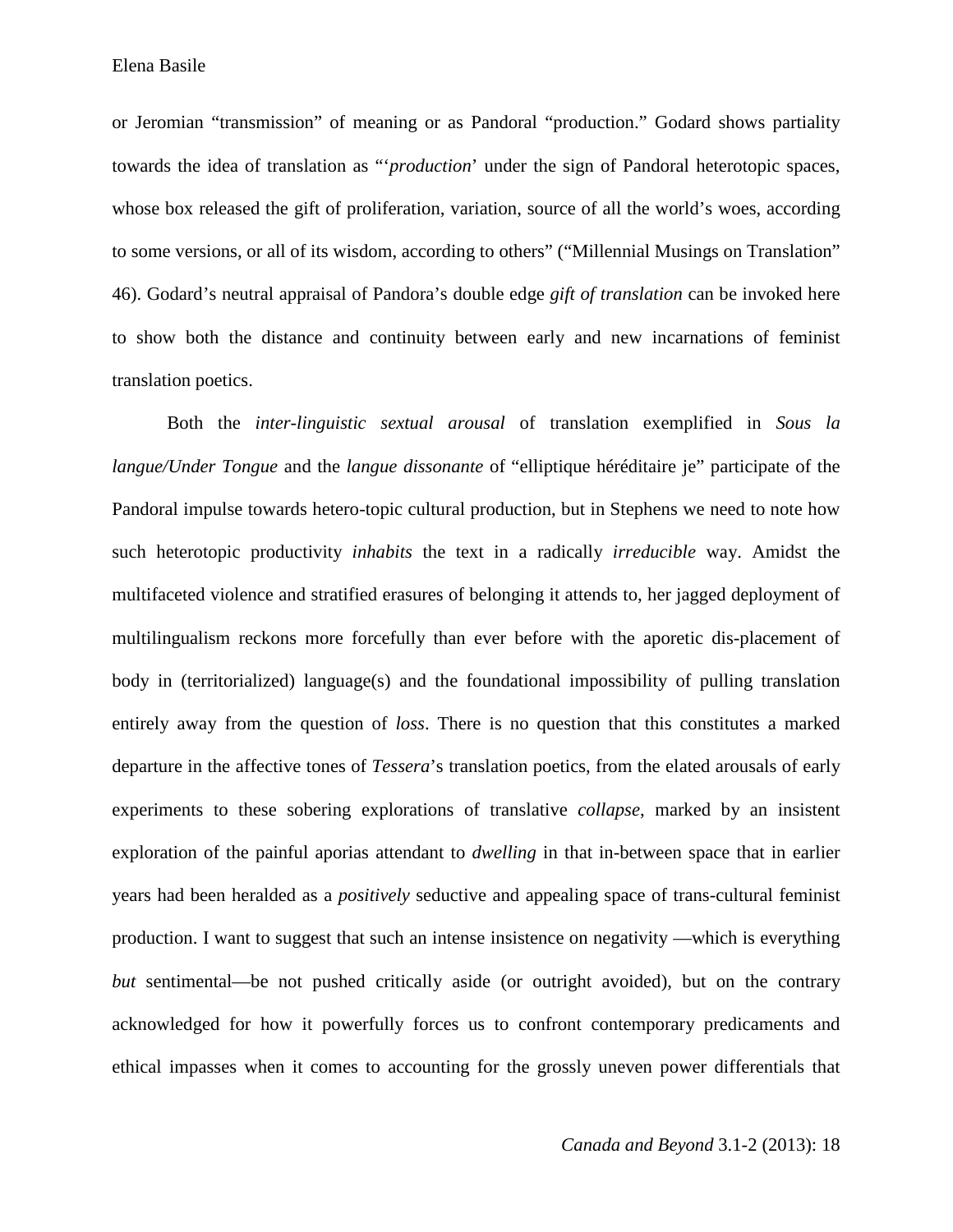or Jeromian "transmission" of meaning or as Pandoral "production." Godard shows partiality towards the idea of translation as "'*production*' under the sign of Pandoral heterotopic spaces, whose box released the gift of proliferation, variation, source of all the world's woes, according to some versions, or all of its wisdom, according to others" ("Millennial Musings on Translation" 46). Godard's neutral appraisal of Pandora's double edge *gift of translation* can be invoked here to show both the distance and continuity between early and new incarnations of feminist translation poetics.

Both the *inter-linguistic sextual arousal* of translation exemplified in *Sous la langue/Under Tongue* and the *langue dissonante* of "elliptique héréditaire je" participate of the Pandoral impulse towards hetero-topic cultural production, but in Stephens we need to note how such heterotopic productivity *inhabits* the text in a radically *irreducible* way. Amidst the multifaceted violence and stratified erasures of belonging it attends to, her jagged deployment of multilingualism reckons more forcefully than ever before with the aporetic dis-placement of body in (territorialized) language(s) and the foundational impossibility of pulling translation entirely away from the question of *loss*. There is no question that this constitutes a marked departure in the affective tones of *Tessera*'s translation poetics, from the elated arousals of early experiments to these sobering explorations of translative *collapse*, marked by an insistent exploration of the painful aporias attendant to *dwelling* in that in-between space that in earlier years had been heralded as a *positively* seductive and appealing space of trans-cultural feminist production. I want to suggest that such an intense insistence on negativity —which is everything *but* sentimental—be not pushed critically aside (or outright avoided), but on the contrary acknowledged for how it powerfully forces us to confront contemporary predicaments and ethical impasses when it comes to accounting for the grossly uneven power differentials that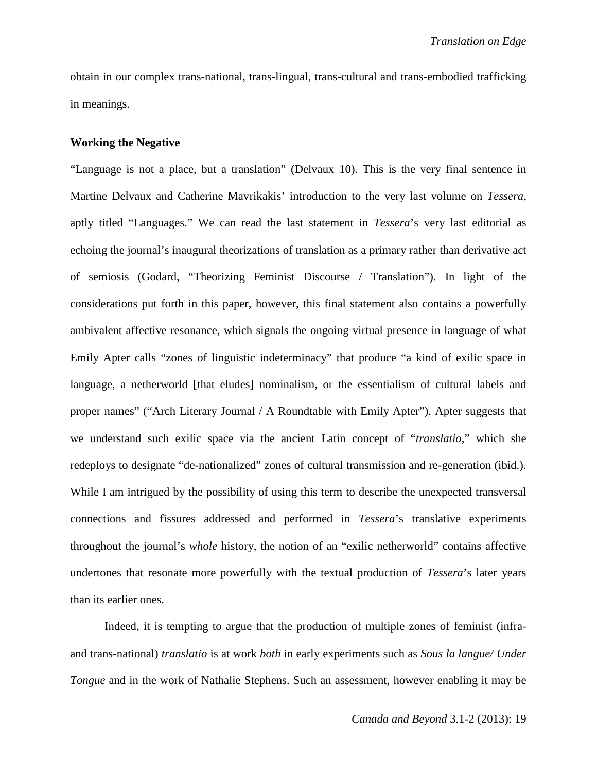obtain in our complex trans-national, trans-lingual, trans-cultural and trans-embodied trafficking in meanings.

## Working the Negative

"Language is not a place, but a translation" (Delvaux 10). This is the very final sentence in Martine Delvaux and Catherine Mavrikakis' introduction to the very last volume on *Tessera*, aptly titled "Languages." We can read the last statement in *Tessera*'s very last editorial as echoing the journal's inaugural theorizations of translation as a primary rather than derivative act of semiosis (Godard, "Theorizing Feminist Discourse / Translation"). In light of the considerations put forth in this paper, however, this final statement also contains a powerfully ambivalent affective resonance, which signals the ongoing virtual presence in language of what Emily Apter calls "zones of linguistic indeterminacy" that produce "a kind of exilic space in language, a netherworld [that eludes] nominalism, or the essentialism of cultural labels and proper names" ("Arch Literary Journal / A Roundtable with Emily Apter"). Apter suggests that we understand such exilic space via the ancient Latin concept of "*translatio*," which she redeploys to designate "de-nationalized" zones of cultural transmission and re-generation (ibid.). While I am intrigued by the possibility of using this term to describe the unexpected transversal connections and fissures addressed and performed in *Tessera*'s translative experiments throughout the journal's *whole* history, the notion of an "exilic netherworld" contains affective undertones that resonate more powerfully with the textual production of *Tessera*'s later years than its earlier ones.

Indeed, it is tempting to argue that the production of multiple zones of feminist (infra- and trans-national) *translatio* is at work *both* in early experiments such as *Sous la langue/ Under Tongue* and in the work of Nathalie Stephens. Such an assessment, however enabling it may be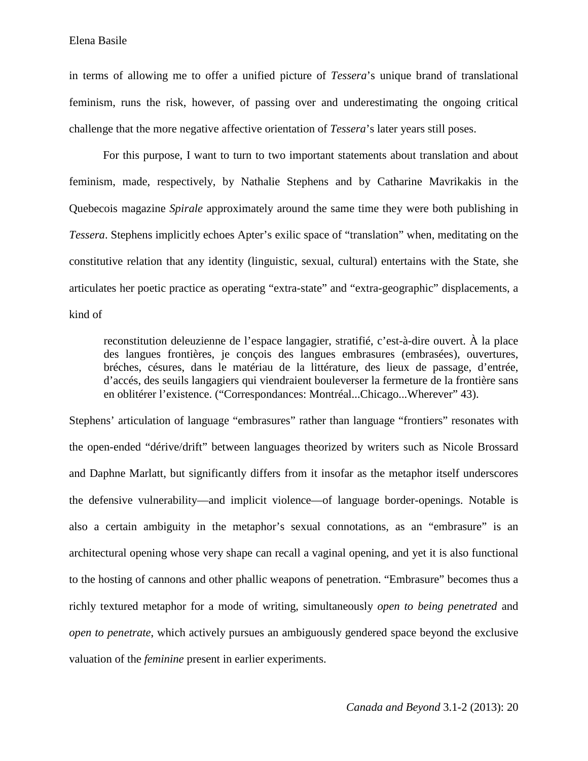in terms of allowing me to offer a unified picture of *Tessera*'s unique brand of translational feminism, runs the risk, however, of passing over and underestimating the ongoing critical challenge that the more negative affective orientation of *Tessera*'s later years still poses.

For this purpose, I want to turn to two important statements about translation and about feminism, made, respectively, by Nathalie Stephens and by Catharine Mavrikakis in the Quebecois magazine *Spirale* approximately around the same time they were both publishing in *Tessera*. Stephens implicitly echoes Apter's exilic space of "translation" when, meditating on the constitutive relation that any identity (linguistic, sexual, cultural) entertains with the State, she articulates her poetic practice as operating "extra-state" and "extra-geographic" displacements, a kind of

> reconstitution deleuzienne de l'espace langagier, stratifié, c'est-à-dire ouvert. À la place des langues frontières, je conçois des langues embrasures (embrasées), ouvertures, bréches, césures, dans le matériau de la littérature, des lieux de passage, d'entrée, d'accés, des seuils langagiers qui viendraient bouleverser la fermeture de la frontière sans en oblitérer l'existence. ("Correspondances: Montréal...Chicago...Wherever" 43).

Stephens' articulation of language "embrasures" rather than language "frontiers" resonates with the open-ended "dérive/drift" between languages theorized by writers such as Nicole Brossard and Daphne Marlatt, but significantly differs from it insofar as the metaphor itself underscores the defensive vulnerability—and implicit violence—of language border-openings. Notable is also a certain ambiguity in the metaphor's sexual connotations, as an "embrasure" is an architectural opening whose very shape can recall a vaginal opening, and yet it is also functional to the hosting of cannons and other phallic weapons of penetration. "Embrasure" becomes thus a richly textured metaphor for a mode of writing, simultaneously *open to being penetrated* and *open to penetrate*, which actively pursues an ambiguously gendered space beyond the exclusive valuation of the *feminine* present in earlier experiments.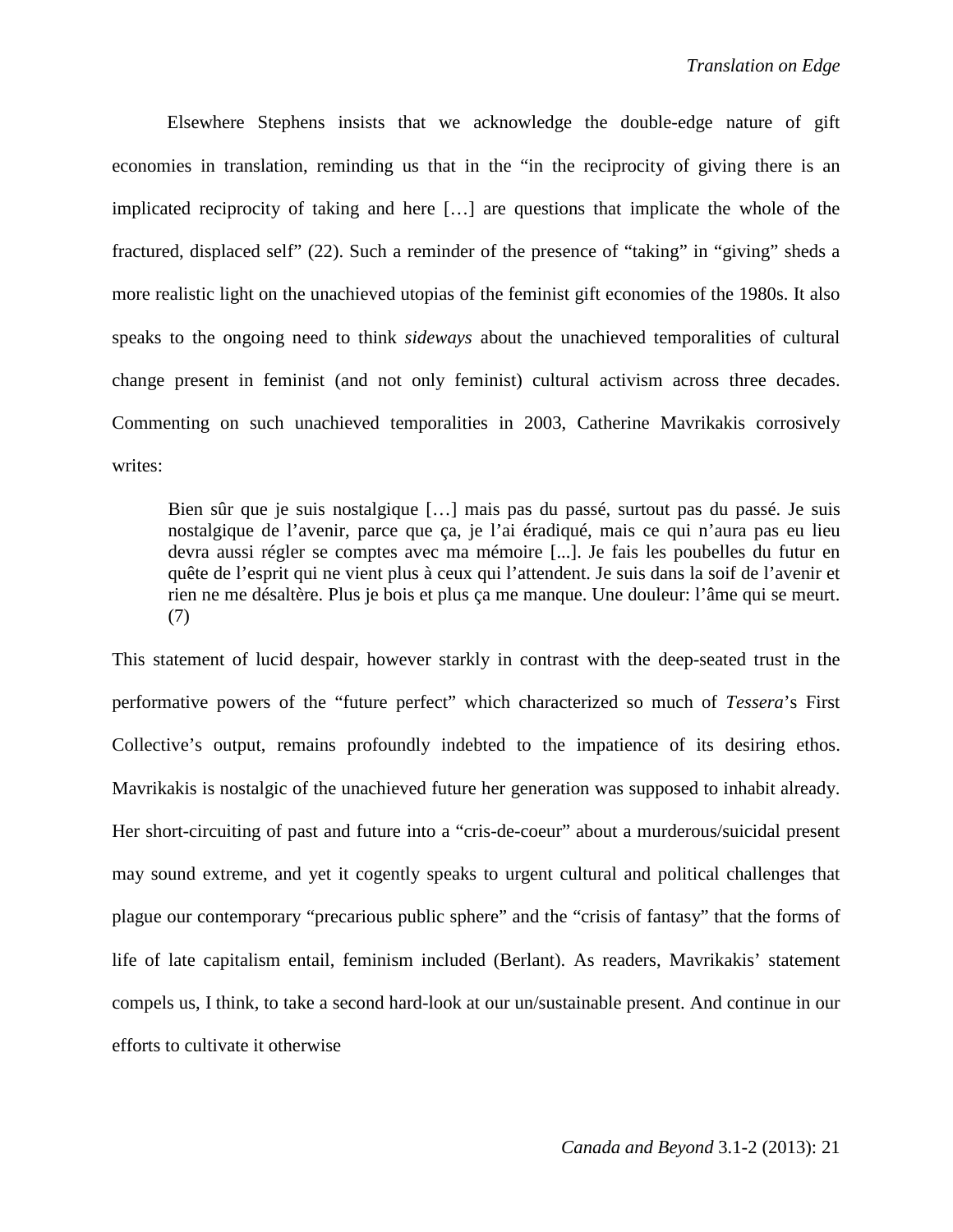Elsewhere Stephens insists that we acknowledge the double-edge nature of gift economies in translation, reminding us that in the "in the reciprocity of giving there is an implicated reciprocity of taking and here […] are questions that implicate the whole of the fractured, displaced self" (22). Such a reminder of the presence of "taking" in "giving" sheds a more realistic light on the unachieved utopias of the feminist gift economies of the 1980s. It also speaks to the ongoing need to think *sideways* about the unachieved temporalities of cultural change present in feminist (and not only feminist) cultural activism across three decades. Commenting on such unachieved temporalities in 2003, Catherine Mavrikakis corrosively writes:

> Bien sûr que je suis nostalgique […] mais pas du passé, surtout pas du passé. Je suis nostalgique de l'avenir, parce que ça, je l'ai éradiqué, mais ce qui n'aura pas eu lieu devra aussi régler se comptes avec ma mémoire [...]. Je fais les poubelles du futur en quête de l'esprit qui ne vient plus à ceux qui l'attendent. Je suis dans la soif de l'avenir et rien ne me désaltère. Plus je bois et plus ça me manque. Une douleur: l'âme qui se meurt. (7)

This statement of lucid despair, however starkly in contrast with the deep-seated trust in the performative powers of the "future perfect" which characterized so much of *Tessera*'s First Collective's output, remains profoundly indebted to the impatience of its desiring ethos. Mavrikakis is nostalgic of the unachieved future her generation was supposed to inhabit already. Her short-circuiting of past and future into a "cris-de-coeur" about a murderous/suicidal present may sound extreme, and yet it cogently speaks to urgent cultural and political challenges that plague our contemporary "precarious public sphere" and the "crisis of fantasy" that the forms of life of late capitalism entail, feminism included (Berlant). As readers, Mavrikakis' statement compels us, I think, to take a second hard-look at our un/sustainable present. And continue in our efforts to cultivate it otherwise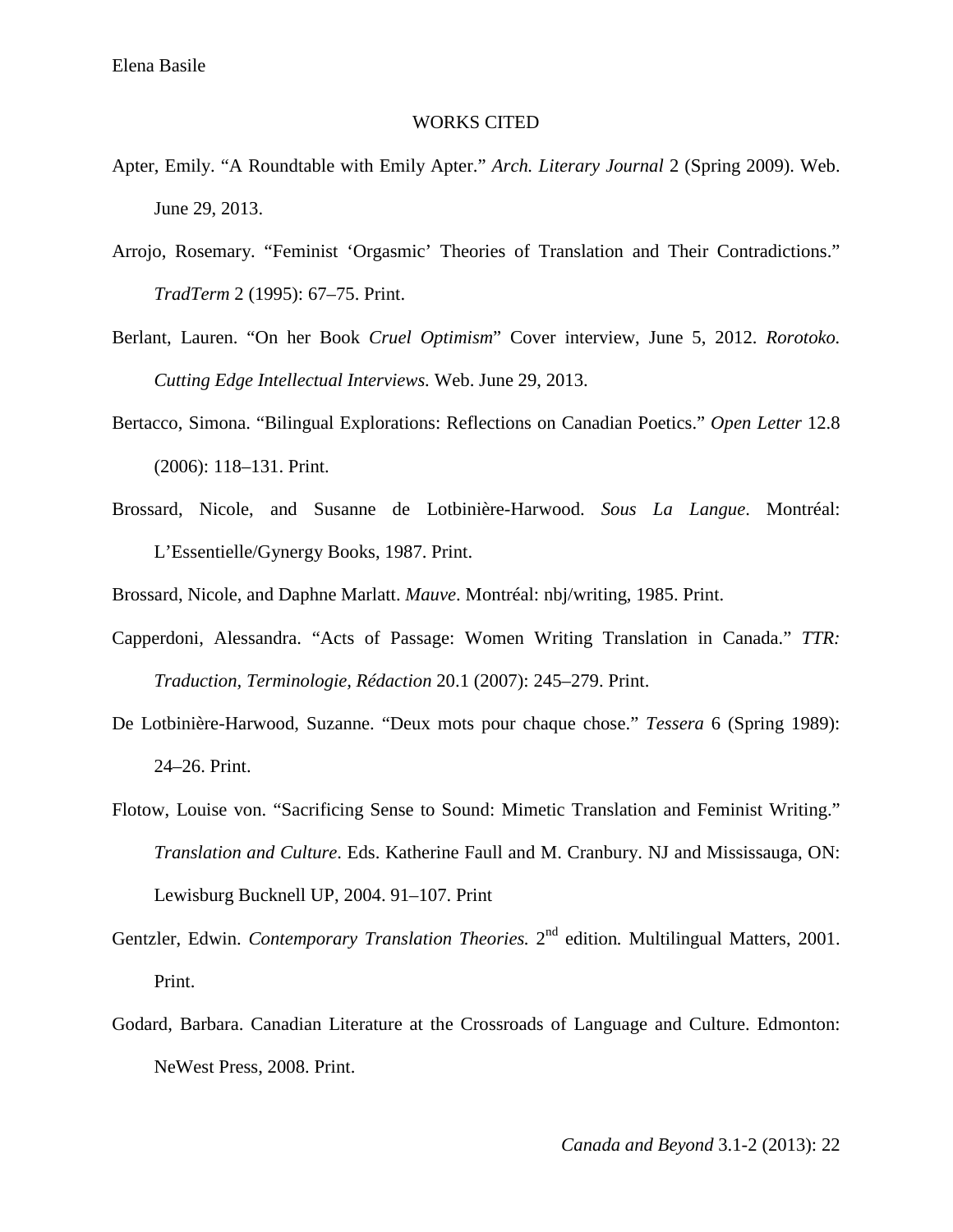## WORKS CITED

Apter, Emily. "A Roundtable with Emily Apter." *Arch. Literary Journal* 2 (Spring 2009). Web. June 29, 2013.

Arrojo, Rosemary. "Feminist 'Orgasmic' Theories of Translation and Their Contradictions." *TradTerm* 2 (1995): 67–75. Print.

Berlant, Lauren. "On her Book *Cruel Optimism*" Cover interview, June 5, 2012. *Rorotoko. Cutting Edge Intellectual Interviews.* Web. June 29, 2013.

Bertacco, Simona. "Bilingual Explorations: Reflections on Canadian Poetics." *Open Letter* 12.8 (2006): 118–131. Print.

Brossard, Nicole, and Susanne de Lotbinière-Harwood. *Sous La Langue*. Montréal: L'Essentielle/Gynergy Books, 1987. Print.

Brossard, Nicole, and Daphne Marlatt. *Mauve*. Montréal: nbj/writing, 1985. Print.

Capperdoni, Alessandra. "Acts of Passage: Women Writing Translation in Canada." *TTR: Traduction, Terminologie, Rédaction* 20.1 (2007): 245–279. Print.

De Lotbinière-Harwood, Suzanne. "Deux mots pour chaque chose." *Tessera* 6 (Spring 1989): 24–26. Print.

Flotow, Louise von. "Sacrificing Sense to Sound: Mimetic Translation and Feminist Writing." *Translation and Culture*. Eds. Katherine Faull and M. Cranbury. NJ and Mississauga, ON: Lewisburg Bucknell UP, 2004. 91–107. Print

Gentzler, Edwin. *Contemporary Translation Theories.* 2nd edition*.* Multilingual Matters, 2001. Print.

Godard, Barbara. Canadian Literature at the Crossroads of Language and Culture. Edmonton: NeWest Press, 2008. Print.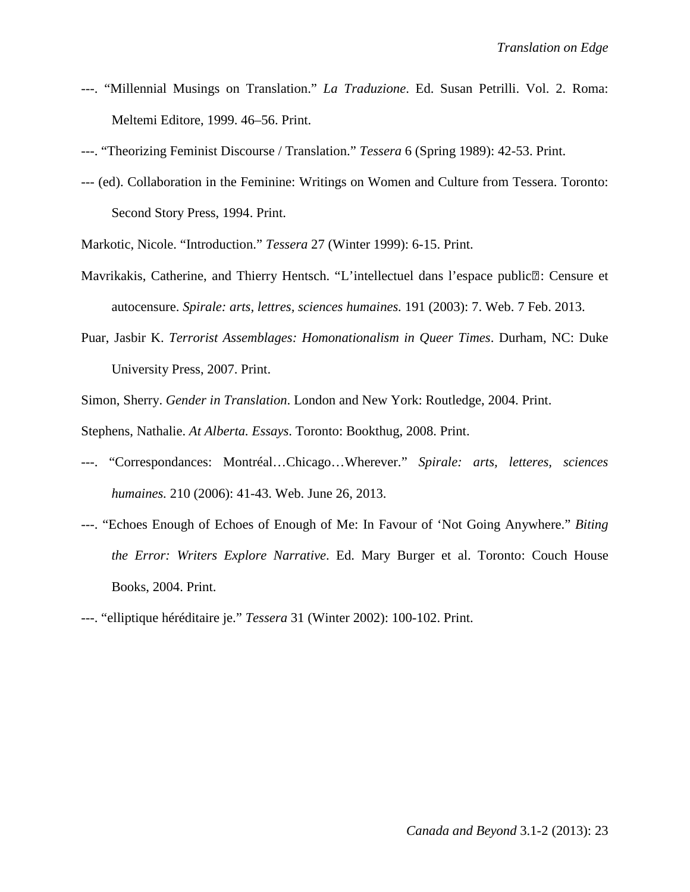---. “Millennial Musings on Translation.” *La Traduzione*. Ed. Susan Petrilli. Vol. 2. Roma: Meltemi Editore, 1999. 46–56. Print.

---. “Theorizing Feminist Discourse / Translation.” *Tessera* 6 (Spring 1989): 42-53. Print.

--- (ed). Collaboration in the Feminine: Writings on Women and Culture from Tessera. Toronto: Second Story Press, 1994. Print.

Markotic, Nicole. “Introduction.” *Tessera* 27 (Winter 1999): 6-15. Print.

Mavrikakis, Catherine, and Thierry Hentsch. “L’intellectuel dans l’espace public : Censure et autocensure. *Spirale: arts, lettres, sciences humaines.* 191 (2003): 7. Web. 7 Feb. 2013.

Puar, Jasbir K. *Terrorist Assemblages: Homonationalism in Queer Times*. Durham, NC: Duke University Press, 2007. Print.

Simon, Sherry. *Gender in Translation*. London and New York: Routledge, 2004. Print.

Stephens, Nathalie. *At Alberta. Essays*. Toronto: Bookthug, 2008. Print.

---. “Correspondances: Montréal…Chicago…Wherever.” *Spirale: arts, letteres, sciences humaines*. 210 (2006): 41-43. Web. June 26, 2013.

---. “Echoes Enough of Echoes of Enough of Me: In Favour of ‘Not Going Anywhere.” *Biting the Error: Writers Explore Narrative*. Ed. Mary Burger et al. Toronto: Couch House Books, 2004. Print.

---. “elliptique héréditaire je.” *Tessera* 31 (Winter 2002): 100-102. Print.